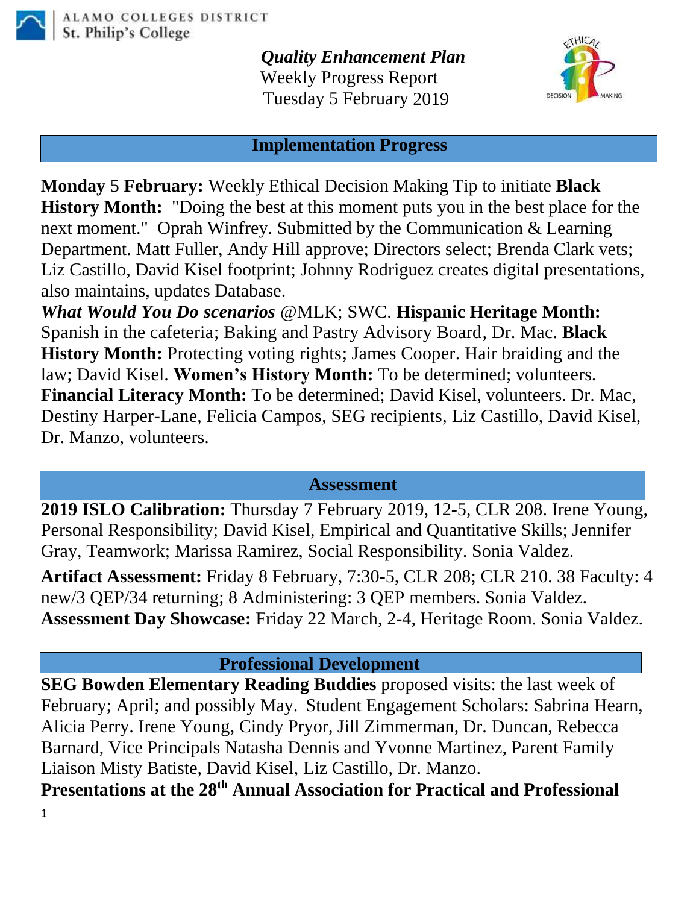ALAMO COLLEGES DISTRICT
St. Philip's College

***Quality Enhancement Plan***
Weekly Progress Report
Tuesday 5 February 2019

## Implementation Progress

**Monday** 5 **February:** Weekly Ethical Decision Making Tip to initiate **Black History Month:** "Doing the best at this moment puts you in the best place for the next moment." Oprah Winfrey. Submitted by the Communication & Learning Department. Matt Fuller, Andy Hill approve; Directors select; Brenda Clark vets; Liz Castillo, David Kisel footprint; Johnny Rodriguez creates digital presentations, also maintains, updates Database.
***What Would You Do scenarios*** @MLK; SWC. **Hispanic Heritage Month:** Spanish in the cafeteria; Baking and Pastry Advisory Board, Dr. Mac. **Black History Month:** Protecting voting rights; James Cooper. Hair braiding and the law; David Kisel. **Women's History Month:** To be determined; volunteers. **Financial Literacy Month:** To be determined; David Kisel, volunteers. Dr. Mac, Destiny Harper-Lane, Felicia Campos, SEG recipients, Liz Castillo, David Kisel, Dr. Manzo, volunteers.

## Assessment

**2019 ISLO Calibration:** Thursday 7 February 2019, 12-5, CLR 208. Irene Young, Personal Responsibility; David Kisel, Empirical and Quantitative Skills; Jennifer Gray, Teamwork; Marissa Ramirez, Social Responsibility. Sonia Valdez.

**Artifact Assessment:** Friday 8 February, 7:30-5, CLR 208; CLR 210. 38 Faculty: 4 new/3 QEP/34 returning; 8 Administering: 3 QEP members. Sonia Valdez.
**Assessment Day Showcase:** Friday 22 March, 2-4, Heritage Room. Sonia Valdez.

## Professional Development

**SEG Bowden Elementary Reading Buddies** proposed visits: the last week of February; April; and possibly May. Student Engagement Scholars: Sabrina Hearn, Alicia Perry. Irene Young, Cindy Pryor, Jill Zimmerman, Dr. Duncan, Rebecca Barnard, Vice Principals Natasha Dennis and Yvonne Martinez, Parent Family Liaison Misty Batiste, David Kisel, Liz Castillo, Dr. Manzo.
**Presentations at the 28th Annual Association for Practical and Professional**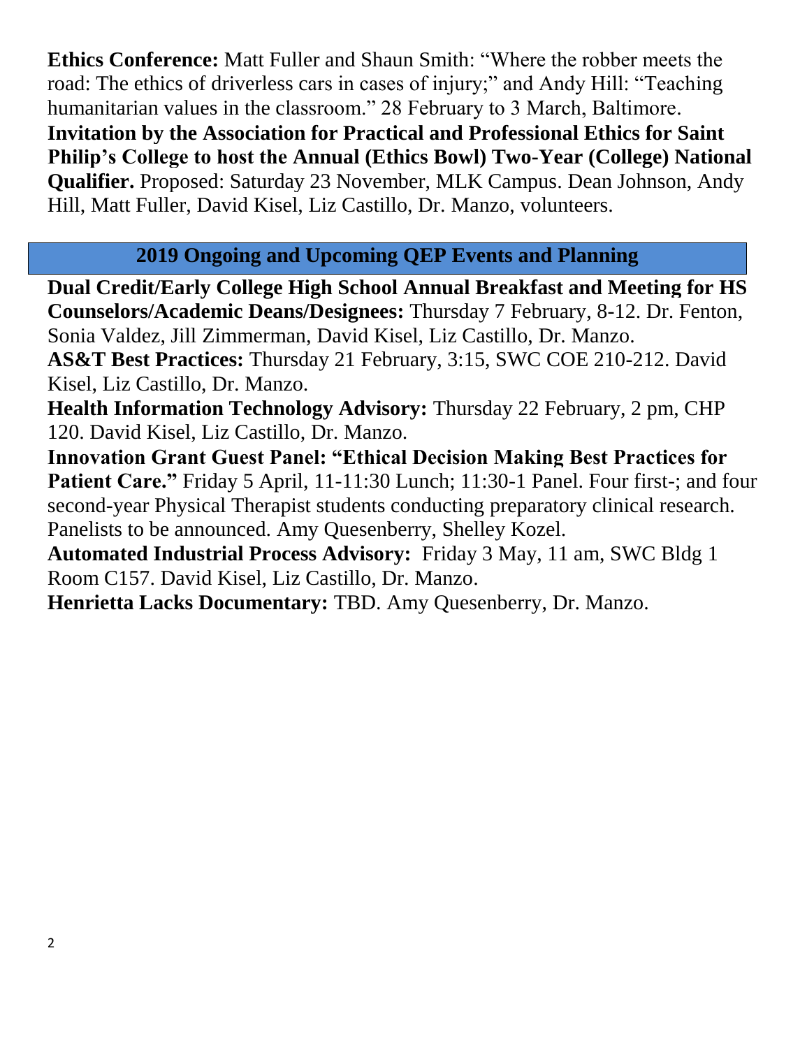**Ethics Conference:** Matt Fuller and Shaun Smith: "Where the robber meets the road: The ethics of driverless cars in cases of injury;" and Andy Hill: "Teaching humanitarian values in the classroom." 28 February to 3 March, Baltimore.

**Invitation by the Association for Practical and Professional Ethics for Saint Philip's College to host the Annual (Ethics Bowl) Two-Year (College) National Qualifier.** Proposed: Saturday 23 November, MLK Campus. Dean Johnson, Andy Hill, Matt Fuller, David Kisel, Liz Castillo, Dr. Manzo, volunteers.

## 2019 Ongoing and Upcoming QEP Events and Planning

**Dual Credit/Early College High School Annual Breakfast and Meeting for HS Counselors/Academic Deans/Designees:** Thursday 7 February, 8-12. Dr. Fenton, Sonia Valdez, Jill Zimmerman, David Kisel, Liz Castillo, Dr. Manzo.

**AS&T Best Practices:** Thursday 21 February, 3:15, SWC COE 210-212. David Kisel, Liz Castillo, Dr. Manzo.

**Health Information Technology Advisory:** Thursday 22 February, 2 pm, CHP 120. David Kisel, Liz Castillo, Dr. Manzo.

**Innovation Grant Guest Panel: "Ethical Decision Making Best Practices for Patient Care."** Friday 5 April, 11-11:30 Lunch; 11:30-1 Panel. Four first-; and four second-year Physical Therapist students conducting preparatory clinical research. Panelists to be announced. Amy Quesenberry, Shelley Kozel.

**Automated Industrial Process Advisory:** Friday 3 May, 11 am, SWC Bldg 1 Room C157. David Kisel, Liz Castillo, Dr. Manzo.

**Henrietta Lacks Documentary:** TBD. Amy Quesenberry, Dr. Manzo.